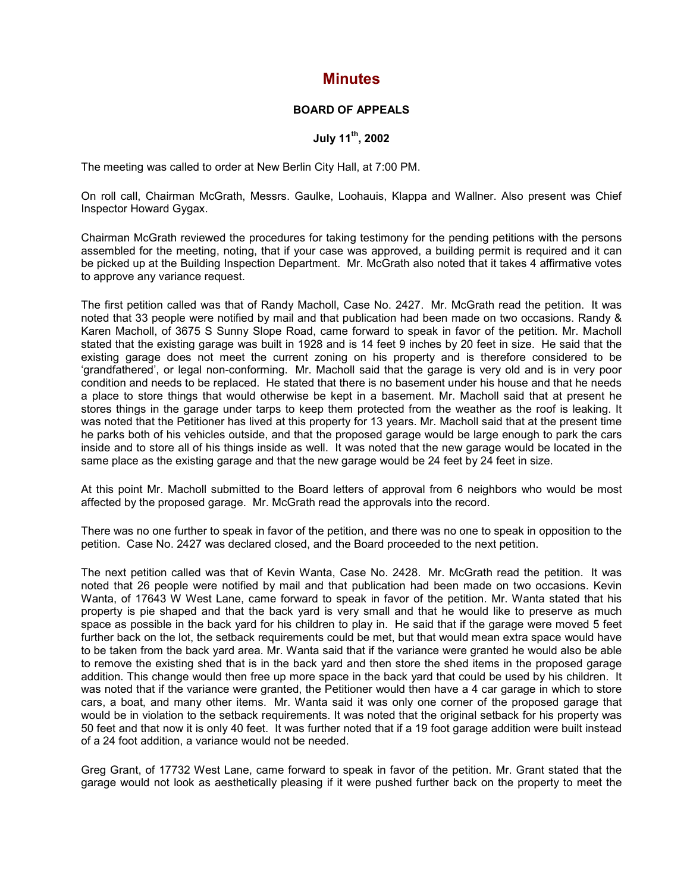# Minutes

### BOARD OF APPEALS

### July 11th, 2002

The meeting was called to order at New Berlin City Hall, at 7:00 PM.

On roll call, Chairman McGrath, Messrs. Gaulke, Loohauis, Klappa and Wallner. Also present was Chief Inspector Howard Gygax.

Chairman McGrath reviewed the procedures for taking testimony for the pending petitions with the persons assembled for the meeting, noting, that if your case was approved, a building permit is required and it can be picked up at the Building Inspection Department. Mr. McGrath also noted that it takes 4 affirmative votes to approve any variance request.

The first petition called was that of Randy Macholl, Case No. 2427. Mr. McGrath read the petition. It was noted that 33 people were notified by mail and that publication had been made on two occasions. Randy & Karen Macholl, of 3675 S Sunny Slope Road, came forward to speak in favor of the petition. Mr. Macholl stated that the existing garage was built in 1928 and is 14 feet 9 inches by 20 feet in size. He said that the existing garage does not meet the current zoning on his property and is therefore considered to be 'grandfathered', or legal non-conforming. Mr. Macholl said that the garage is very old and is in very poor condition and needs to be replaced. He stated that there is no basement under his house and that he needs a place to store things that would otherwise be kept in a basement. Mr. Macholl said that at present he stores things in the garage under tarps to keep them protected from the weather as the roof is leaking. It was noted that the Petitioner has lived at this property for 13 years. Mr. Macholl said that at the present time he parks both of his vehicles outside, and that the proposed garage would be large enough to park the cars inside and to store all of his things inside as well. It was noted that the new garage would be located in the same place as the existing garage and that the new garage would be 24 feet by 24 feet in size.

At this point Mr. Macholl submitted to the Board letters of approval from 6 neighbors who would be most affected by the proposed garage. Mr. McGrath read the approvals into the record.

There was no one further to speak in favor of the petition, and there was no one to speak in opposition to the petition. Case No. 2427 was declared closed, and the Board proceeded to the next petition.

The next petition called was that of Kevin Wanta, Case No. 2428. Mr. McGrath read the petition. It was noted that 26 people were notified by mail and that publication had been made on two occasions. Kevin Wanta, of 17643 W West Lane, came forward to speak in favor of the petition. Mr. Wanta stated that his property is pie shaped and that the back yard is very small and that he would like to preserve as much space as possible in the back yard for his children to play in. He said that if the garage were moved 5 feet further back on the lot, the setback requirements could be met, but that would mean extra space would have to be taken from the back yard area. Mr. Wanta said that if the variance were granted he would also be able to remove the existing shed that is in the back yard and then store the shed items in the proposed garage addition. This change would then free up more space in the back yard that could be used by his children. It was noted that if the variance were granted, the Petitioner would then have a 4 car garage in which to store cars, a boat, and many other items. Mr. Wanta said it was only one corner of the proposed garage that would be in violation to the setback requirements. It was noted that the original setback for his property was 50 feet and that now it is only 40 feet. It was further noted that if a 19 foot garage addition were built instead of a 24 foot addition, a variance would not be needed.

Greg Grant, of 17732 West Lane, came forward to speak in favor of the petition. Mr. Grant stated that the garage would not look as aesthetically pleasing if it were pushed further back on the property to meet the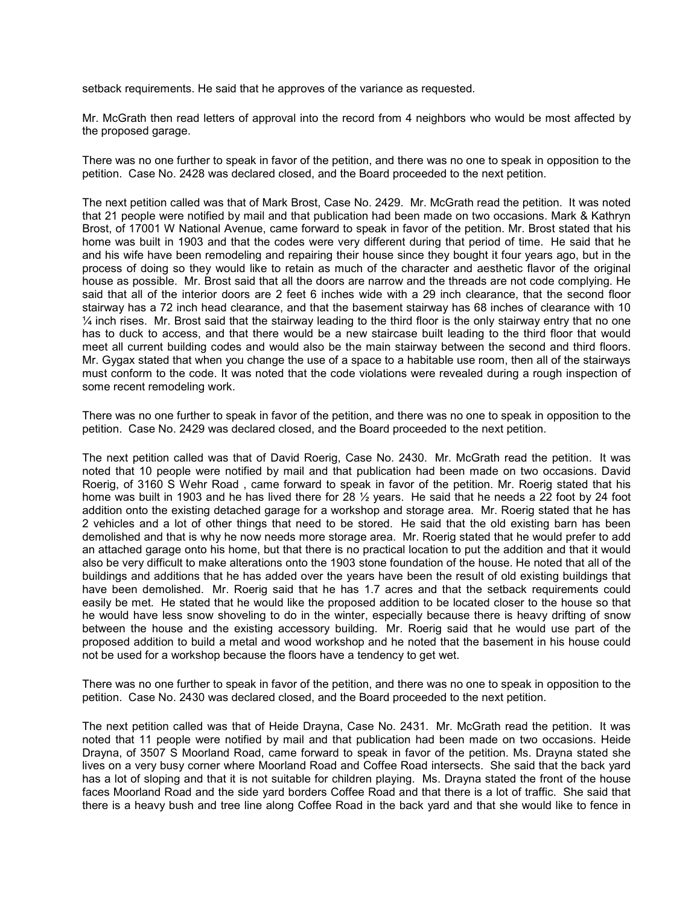setback requirements. He said that he approves of the variance as requested.

Mr. McGrath then read letters of approval into the record from 4 neighbors who would be most affected by the proposed garage.

There was no one further to speak in favor of the petition, and there was no one to speak in opposition to the petition. Case No. 2428 was declared closed, and the Board proceeded to the next petition.

The next petition called was that of Mark Brost, Case No. 2429. Mr. McGrath read the petition. It was noted that 21 people were notified by mail and that publication had been made on two occasions. Mark & Kathryn Brost, of 17001 W National Avenue, came forward to speak in favor of the petition. Mr. Brost stated that his home was built in 1903 and that the codes were very different during that period of time. He said that he and his wife have been remodeling and repairing their house since they bought it four years ago, but in the process of doing so they would like to retain as much of the character and aesthetic flavor of the original house as possible. Mr. Brost said that all the doors are narrow and the threads are not code complying. He said that all of the interior doors are 2 feet 6 inches wide with a 29 inch clearance, that the second floor stairway has a 72 inch head clearance, and that the basement stairway has 68 inches of clearance with 10 ¼ inch rises. Mr. Brost said that the stairway leading to the third floor is the only stairway entry that no one has to duck to access, and that there would be a new staircase built leading to the third floor that would meet all current building codes and would also be the main stairway between the second and third floors. Mr. Gygax stated that when you change the use of a space to a habitable use room, then all of the stairways must conform to the code. It was noted that the code violations were revealed during a rough inspection of some recent remodeling work.

There was no one further to speak in favor of the petition, and there was no one to speak in opposition to the petition. Case No. 2429 was declared closed, and the Board proceeded to the next petition.

The next petition called was that of David Roerig, Case No. 2430. Mr. McGrath read the petition. It was noted that 10 people were notified by mail and that publication had been made on two occasions. David Roerig, of 3160 S Wehr Road , came forward to speak in favor of the petition. Mr. Roerig stated that his home was built in 1903 and he has lived there for 28 ½ years. He said that he needs a 22 foot by 24 foot addition onto the existing detached garage for a workshop and storage area. Mr. Roerig stated that he has 2 vehicles and a lot of other things that need to be stored. He said that the old existing barn has been demolished and that is why he now needs more storage area. Mr. Roerig stated that he would prefer to add an attached garage onto his home, but that there is no practical location to put the addition and that it would also be very difficult to make alterations onto the 1903 stone foundation of the house. He noted that all of the buildings and additions that he has added over the years have been the result of old existing buildings that have been demolished. Mr. Roerig said that he has 1.7 acres and that the setback requirements could easily be met. He stated that he would like the proposed addition to be located closer to the house so that he would have less snow shoveling to do in the winter, especially because there is heavy drifting of snow between the house and the existing accessory building. Mr. Roerig said that he would use part of the proposed addition to build a metal and wood workshop and he noted that the basement in his house could not be used for a workshop because the floors have a tendency to get wet.

There was no one further to speak in favor of the petition, and there was no one to speak in opposition to the petition. Case No. 2430 was declared closed, and the Board proceeded to the next petition.

The next petition called was that of Heide Drayna, Case No. 2431. Mr. McGrath read the petition. It was noted that 11 people were notified by mail and that publication had been made on two occasions. Heide Drayna, of 3507 S Moorland Road, came forward to speak in favor of the petition. Ms. Drayna stated she lives on a very busy corner where Moorland Road and Coffee Road intersects. She said that the back yard has a lot of sloping and that it is not suitable for children playing. Ms. Drayna stated the front of the house faces Moorland Road and the side yard borders Coffee Road and that there is a lot of traffic. She said that there is a heavy bush and tree line along Coffee Road in the back yard and that she would like to fence in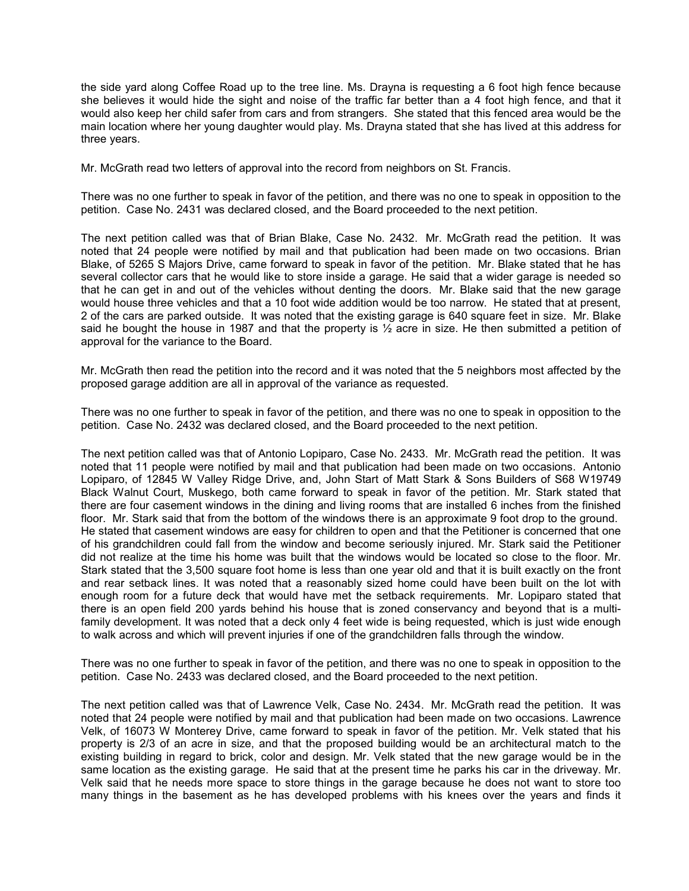the side yard along Coffee Road up to the tree line. Ms. Drayna is requesting a 6 foot high fence because she believes it would hide the sight and noise of the traffic far better than a 4 foot high fence, and that it would also keep her child safer from cars and from strangers. She stated that this fenced area would be the main location where her young daughter would play. Ms. Drayna stated that she has lived at this address for three years.

Mr. McGrath read two letters of approval into the record from neighbors on St. Francis.

There was no one further to speak in favor of the petition, and there was no one to speak in opposition to the petition. Case No. 2431 was declared closed, and the Board proceeded to the next petition.

The next petition called was that of Brian Blake, Case No. 2432. Mr. McGrath read the petition. It was noted that 24 people were notified by mail and that publication had been made on two occasions. Brian Blake, of 5265 S Majors Drive, came forward to speak in favor of the petition. Mr. Blake stated that he has several collector cars that he would like to store inside a garage. He said that a wider garage is needed so that he can get in and out of the vehicles without denting the doors. Mr. Blake said that the new garage would house three vehicles and that a 10 foot wide addition would be too narrow. He stated that at present, 2 of the cars are parked outside. It was noted that the existing garage is 640 square feet in size. Mr. Blake said he bought the house in 1987 and that the property is ½ acre in size. He then submitted a petition of approval for the variance to the Board.

Mr. McGrath then read the petition into the record and it was noted that the 5 neighbors most affected by the proposed garage addition are all in approval of the variance as requested.

There was no one further to speak in favor of the petition, and there was no one to speak in opposition to the petition. Case No. 2432 was declared closed, and the Board proceeded to the next petition.

The next petition called was that of Antonio Lopiparo, Case No. 2433. Mr. McGrath read the petition. It was noted that 11 people were notified by mail and that publication had been made on two occasions. Antonio Lopiparo, of 12845 W Valley Ridge Drive, and, John Start of Matt Stark & Sons Builders of S68 W19749 Black Walnut Court, Muskego, both came forward to speak in favor of the petition. Mr. Stark stated that there are four casement windows in the dining and living rooms that are installed 6 inches from the finished floor. Mr. Stark said that from the bottom of the windows there is an approximate 9 foot drop to the ground. He stated that casement windows are easy for children to open and that the Petitioner is concerned that one of his grandchildren could fall from the window and become seriously injured. Mr. Stark said the Petitioner did not realize at the time his home was built that the windows would be located so close to the floor. Mr. Stark stated that the 3,500 square foot home is less than one year old and that it is built exactly on the front and rear setback lines. It was noted that a reasonably sized home could have been built on the lot with enough room for a future deck that would have met the setback requirements. Mr. Lopiparo stated that there is an open field 200 yards behind his house that is zoned conservancy and beyond that is a multi-family development. It was noted that a deck only 4 feet wide is being requested, which is just wide enough to walk across and which will prevent injuries if one of the grandchildren falls through the window.

There was no one further to speak in favor of the petition, and there was no one to speak in opposition to the petition. Case No. 2433 was declared closed, and the Board proceeded to the next petition.

The next petition called was that of Lawrence Velk, Case No. 2434. Mr. McGrath read the petition. It was noted that 24 people were notified by mail and that publication had been made on two occasions. Lawrence Velk, of 16073 W Monterey Drive, came forward to speak in favor of the petition. Mr. Velk stated that his property is 2/3 of an acre in size, and that the proposed building would be an architectural match to the existing building in regard to brick, color and design. Mr. Velk stated that the new garage would be in the same location as the existing garage. He said that at the present time he parks his car in the driveway. Mr. Velk said that he needs more space to store things in the garage because he does not want to store too many things in the basement as he has developed problems with his knees over the years and finds it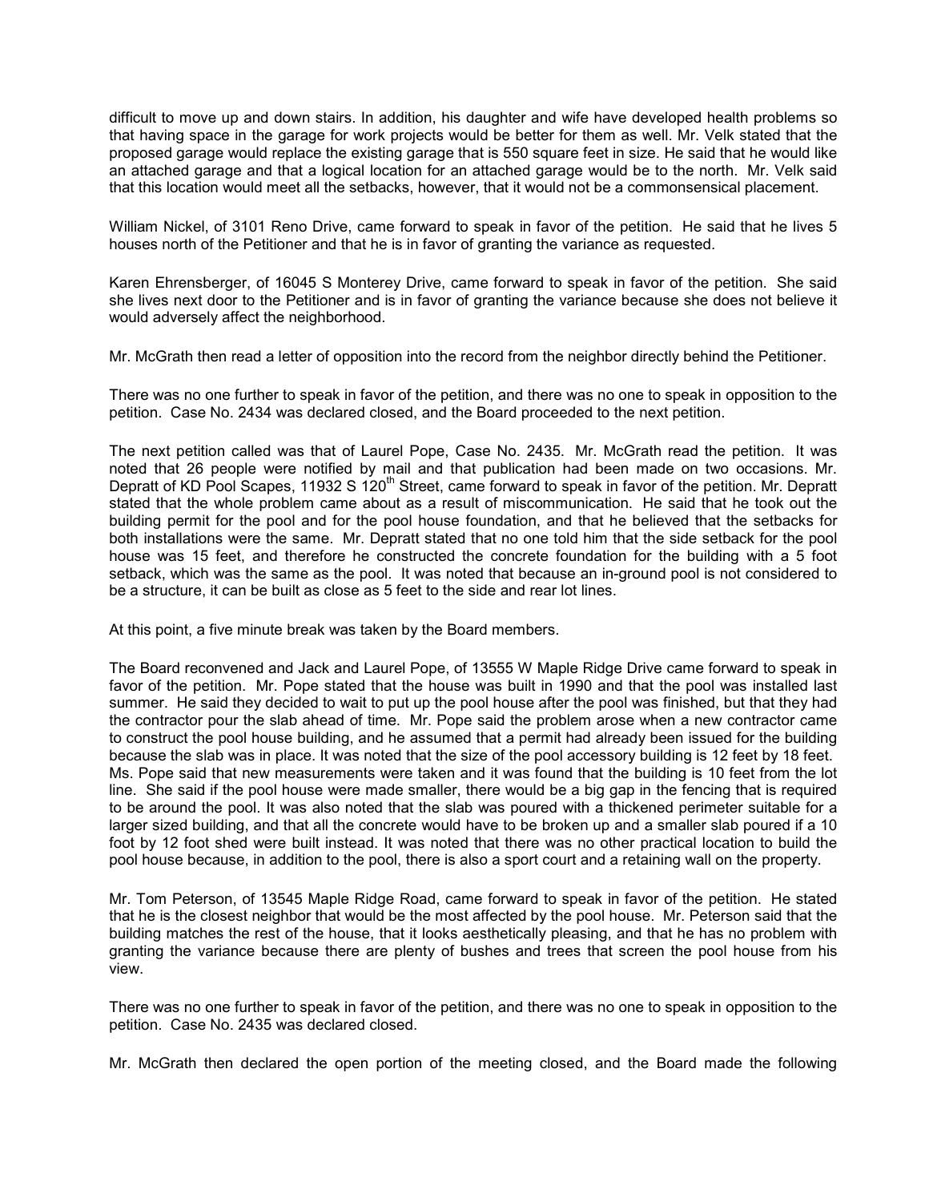difficult to move up and down stairs. In addition, his daughter and wife have developed health problems so that having space in the garage for work projects would be better for them as well. Mr. Velk stated that the proposed garage would replace the existing garage that is 550 square feet in size. He said that he would like an attached garage and that a logical location for an attached garage would be to the north. Mr. Velk said that this location would meet all the setbacks, however, that it would not be a commonsensical placement.

William Nickel, of 3101 Reno Drive, came forward to speak in favor of the petition. He said that he lives 5 houses north of the Petitioner and that he is in favor of granting the variance as requested.

Karen Ehrensberger, of 16045 S Monterey Drive, came forward to speak in favor of the petition. She said she lives next door to the Petitioner and is in favor of granting the variance because she does not believe it would adversely affect the neighborhood.

Mr. McGrath then read a letter of opposition into the record from the neighbor directly behind the Petitioner.

There was no one further to speak in favor of the petition, and there was no one to speak in opposition to the petition. Case No. 2434 was declared closed, and the Board proceeded to the next petition.

The next petition called was that of Laurel Pope, Case No. 2435. Mr. McGrath read the petition. It was noted that 26 people were notified by mail and that publication had been made on two occasions. Mr. Depratt of KD Pool Scapes, 11932 S 120th Street, came forward to speak in favor of the petition. Mr. Depratt stated that the whole problem came about as a result of miscommunication. He said that he took out the building permit for the pool and for the pool house foundation, and that he believed that the setbacks for both installations were the same. Mr. Depratt stated that no one told him that the side setback for the pool house was 15 feet, and therefore he constructed the concrete foundation for the building with a 5 foot setback, which was the same as the pool. It was noted that because an in-ground pool is not considered to be a structure, it can be built as close as 5 feet to the side and rear lot lines.

At this point, a five minute break was taken by the Board members.

The Board reconvened and Jack and Laurel Pope, of 13555 W Maple Ridge Drive came forward to speak in favor of the petition. Mr. Pope stated that the house was built in 1990 and that the pool was installed last summer. He said they decided to wait to put up the pool house after the pool was finished, but that they had the contractor pour the slab ahead of time. Mr. Pope said the problem arose when a new contractor came to construct the pool house building, and he assumed that a permit had already been issued for the building because the slab was in place. It was noted that the size of the pool accessory building is 12 feet by 18 feet. Ms. Pope said that new measurements were taken and it was found that the building is 10 feet from the lot line. She said if the pool house were made smaller, there would be a big gap in the fencing that is required to be around the pool. It was also noted that the slab was poured with a thickened perimeter suitable for a larger sized building, and that all the concrete would have to be broken up and a smaller slab poured if a 10 foot by 12 foot shed were built instead. It was noted that there was no other practical location to build the pool house because, in addition to the pool, there is also a sport court and a retaining wall on the property.

Mr. Tom Peterson, of 13545 Maple Ridge Road, came forward to speak in favor of the petition. He stated that he is the closest neighbor that would be the most affected by the pool house. Mr. Peterson said that the building matches the rest of the house, that it looks aesthetically pleasing, and that he has no problem with granting the variance because there are plenty of bushes and trees that screen the pool house from his view.

There was no one further to speak in favor of the petition, and there was no one to speak in opposition to the petition. Case No. 2435 was declared closed.

Mr. McGrath then declared the open portion of the meeting closed, and the Board made the following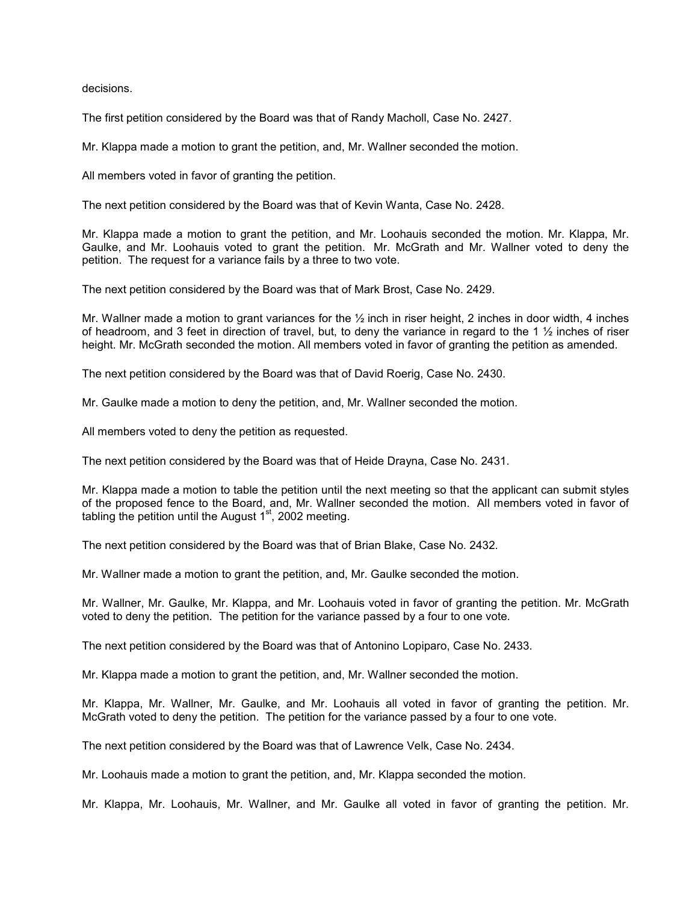decisions.

The first petition considered by the Board was that of Randy Macholl, Case No. 2427.

Mr. Klappa made a motion to grant the petition, and, Mr. Wallner seconded the motion.

All members voted in favor of granting the petition.

The next petition considered by the Board was that of Kevin Wanta, Case No. 2428.

Mr. Klappa made a motion to grant the petition, and Mr. Loohauis seconded the motion. Mr. Klappa, Mr. Gaulke, and Mr. Loohauis voted to grant the petition. Mr. McGrath and Mr. Wallner voted to deny the petition. The request for a variance fails by a three to two vote.

The next petition considered by the Board was that of Mark Brost, Case No. 2429.

Mr. Wallner made a motion to grant variances for the ½ inch in riser height, 2 inches in door width, 4 inches of headroom, and 3 feet in direction of travel, but, to deny the variance in regard to the 1 ½ inches of riser height. Mr. McGrath seconded the motion. All members voted in favor of granting the petition as amended.

The next petition considered by the Board was that of David Roerig, Case No. 2430.

Mr. Gaulke made a motion to deny the petition, and, Mr. Wallner seconded the motion.

All members voted to deny the petition as requested.

The next petition considered by the Board was that of Heide Drayna, Case No. 2431.

Mr. Klappa made a motion to table the petition until the next meeting so that the applicant can submit styles of the proposed fence to the Board, and, Mr. Wallner seconded the motion. All members voted in favor of tabling the petition until the August 1st, 2002 meeting.

The next petition considered by the Board was that of Brian Blake, Case No. 2432.

Mr. Wallner made a motion to grant the petition, and, Mr. Gaulke seconded the motion.

Mr. Wallner, Mr. Gaulke, Mr. Klappa, and Mr. Loohauis voted in favor of granting the petition. Mr. McGrath voted to deny the petition. The petition for the variance passed by a four to one vote.

The next petition considered by the Board was that of Antonino Lopiparo, Case No. 2433.

Mr. Klappa made a motion to grant the petition, and, Mr. Wallner seconded the motion.

Mr. Klappa, Mr. Wallner, Mr. Gaulke, and Mr. Loohauis all voted in favor of granting the petition. Mr. McGrath voted to deny the petition. The petition for the variance passed by a four to one vote.

The next petition considered by the Board was that of Lawrence Velk, Case No. 2434.

Mr. Loohauis made a motion to grant the petition, and, Mr. Klappa seconded the motion.

Mr. Klappa, Mr. Loohauis, Mr. Wallner, and Mr. Gaulke all voted in favor of granting the petition. Mr.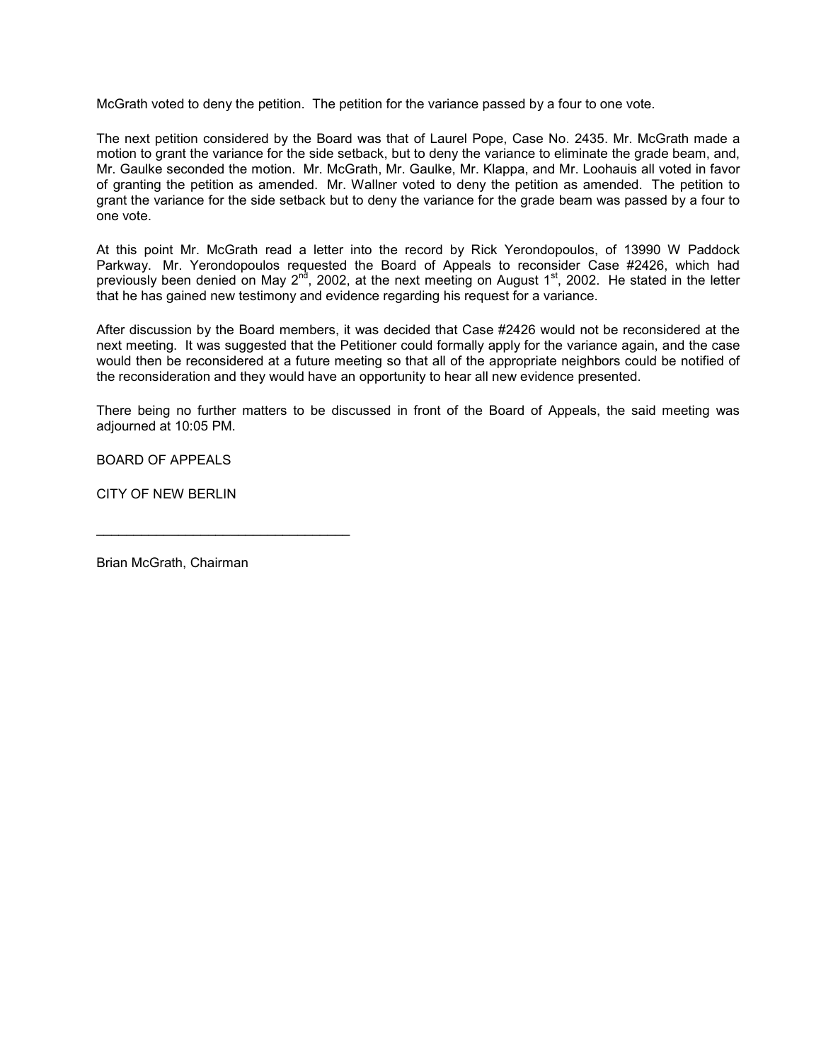McGrath voted to deny the petition. The petition for the variance passed by a four to one vote.

The next petition considered by the Board was that of Laurel Pope, Case No. 2435. Mr. McGrath made a motion to grant the variance for the side setback, but to deny the variance to eliminate the grade beam, and, Mr. Gaulke seconded the motion. Mr. McGrath, Mr. Gaulke, Mr. Klappa, and Mr. Loohauis all voted in favor of granting the petition as amended. Mr. Wallner voted to deny the petition as amended. The petition to grant the variance for the side setback but to deny the variance for the grade beam was passed by a four to one vote.

At this point Mr. McGrath read a letter into the record by Rick Yerondopoulos, of 13990 W Paddock Parkway. Mr. Yerondopoulos requested the Board of Appeals to reconsider Case #2426, which had previously been denied on May 2nd, 2002, at the next meeting on August 1st, 2002. He stated in the letter that he has gained new testimony and evidence regarding his request for a variance.

After discussion by the Board members, it was decided that Case #2426 would not be reconsidered at the next meeting. It was suggested that the Petitioner could formally apply for the variance again, and the case would then be reconsidered at a future meeting so that all of the appropriate neighbors could be notified of the reconsideration and they would have an opportunity to hear all new evidence presented.

There being no further matters to be discussed in front of the Board of Appeals, the said meeting was adjourned at 10:05 PM.

BOARD OF APPEALS

CITY OF NEW BERLIN

___________________________________

Brian McGrath, Chairman